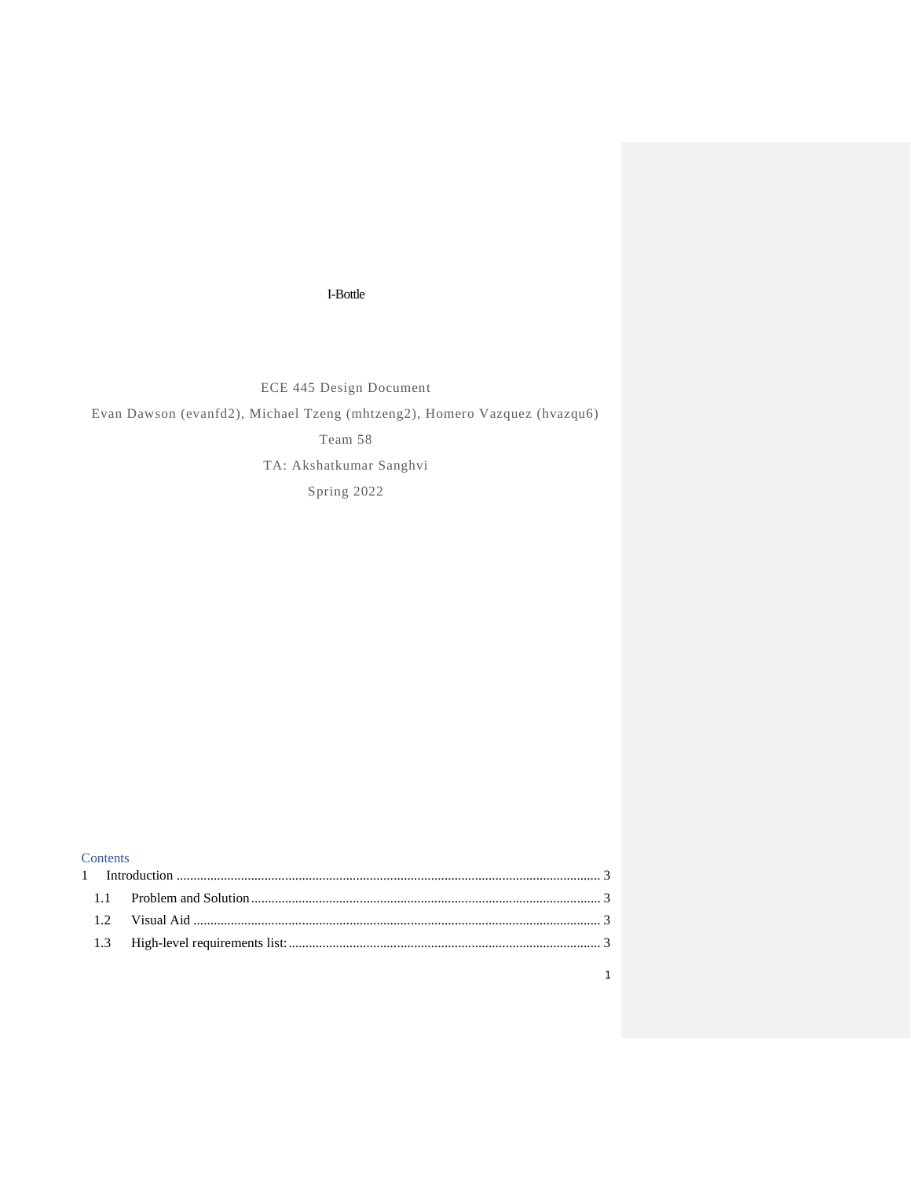# I-Bottle

ECE 445 Design Document

Evan Dawson (evanfd2), Michael Tzeng (mhtzeng2), Homero Vazquez (hvazqu6)

Team 58

TA: Akshatkumar Sanghvi

Spring 2022

## Contents

1 Introduction ........................................................................................................... 3

  1.1 Problem and Solution ........................................................................................ 3

  1.2 Visual Aid .......................................................................................................... 3

  1.3 High-level requirements list: ............................................................................. 3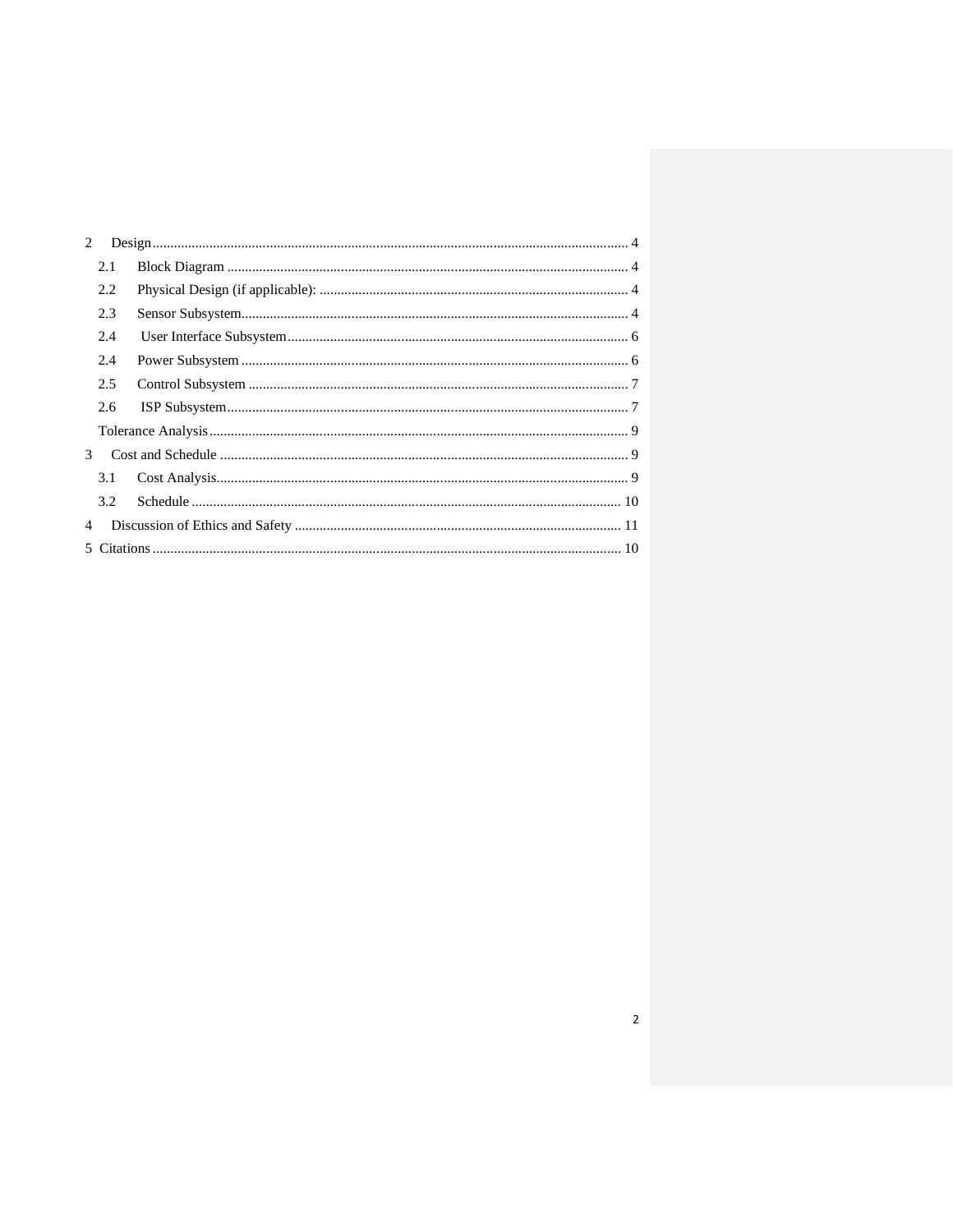2 Design ..................................................................................................................... 4

- 2.1 Block Diagram ................................................................................................ 4
- 2.2 Physical Design (if applicable): ...................................................................... 4
- 2.3 Sensor Subsystem ........................................................................................... 4
- 2.4 User Interface Subsystem ............................................................................... 6
- 2.4 Power Subsystem ............................................................................................ 6
- 2.5 Control Subsystem .......................................................................................... 7
- 2.6 ISP Subsystem ................................................................................................ 7
- Tolerance Analysis ............................................................................................... 9

3 Cost and Schedule ................................................................................................... 9

- 3.1 Cost Analysis ................................................................................................... 9
- 3.2 Schedule ......................................................................................................... 10

4 Discussion of Ethics and Safety ............................................................................. 11

5 Citations .................................................................................................................. 10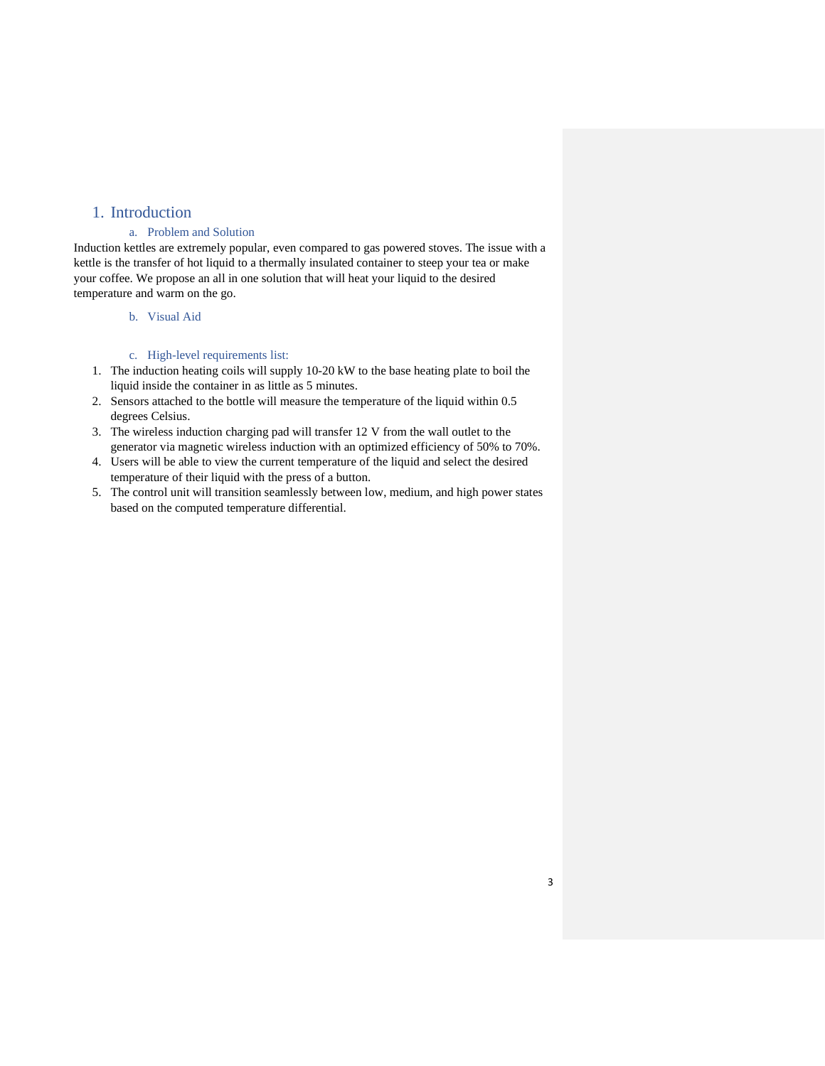# 1. Introduction

## a. Problem and Solution

Induction kettles are extremely popular, even compared to gas powered stoves. The issue with a kettle is the transfer of hot liquid to a thermally insulated container to steep your tea or make your coffee. We propose an all in one solution that will heat your liquid to the desired temperature and warm on the go.

## b. Visual Aid

## c. High-level requirements list:

1. The induction heating coils will supply 10-20 kW to the base heating plate to boil the liquid inside the container in as little as 5 minutes.
2. Sensors attached to the bottle will measure the temperature of the liquid within 0.5 degrees Celsius.
3. The wireless induction charging pad will transfer 12 V from the wall outlet to the generator via magnetic wireless induction with an optimized efficiency of 50% to 70%.
4. Users will be able to view the current temperature of the liquid and select the desired temperature of their liquid with the press of a button.
5. The control unit will transition seamlessly between low, medium, and high power states based on the computed temperature differential.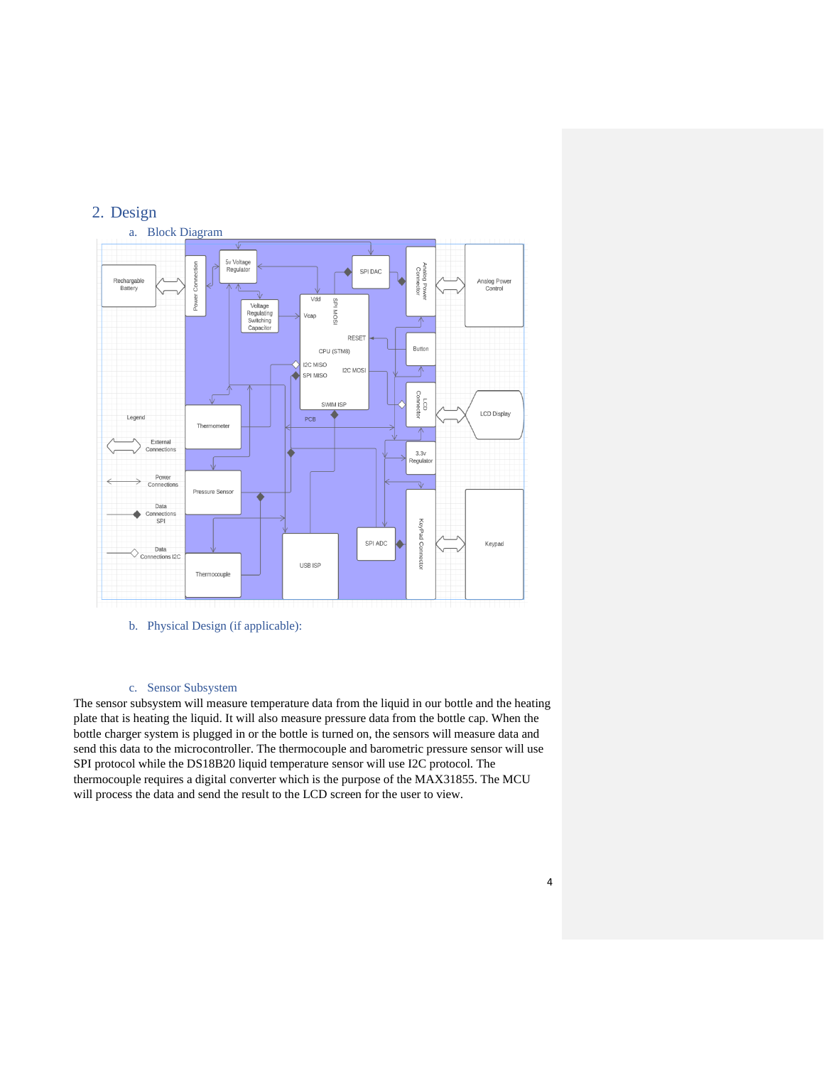## 2. Design

### a. Block Diagram

### b. Physical Design (if applicable):

### c. Sensor Subsystem

The sensor subsystem will measure temperature data from the liquid in our bottle and the heating plate that is heating the liquid. It will also measure pressure data from the bottle cap. When the bottle charger system is plugged in or the bottle is turned on, the sensors will measure data and send this data to the microcontroller. The thermocouple and barometric pressure sensor will use SPI protocol while the DS18B20 liquid temperature sensor will use I2C protocol. The thermocouple requires a digital converter which is the purpose of the MAX31855. The MCU will process the data and send the result to the LCD screen for the user to view.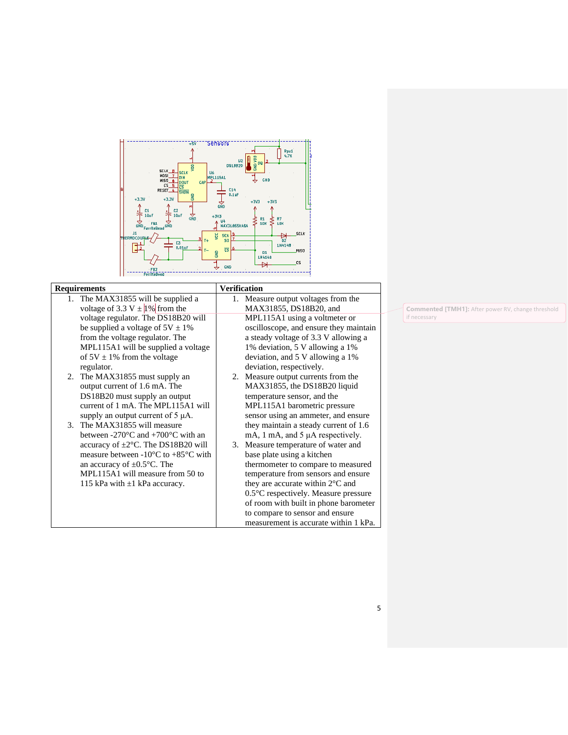| Requirements | Verification |
|---|---|
| 1. The MAX31855 will be supplied a voltage of 3.3 V ± 1% from the voltage regulator. The DS18B20 will be supplied a voltage of 5V ± 1% from the voltage regulator. The MPL115A1 will be supplied a voltage of 5V ± 1% from the voltage regulator.<br>2. The MAX31855 must supply an output current of 1.6 mA. The DS18B20 must supply an output current of 1 mA. The MPL115A1 will supply an output current of 5 µA.<br>3. The MAX31855 will measure between -270°C and +700°C with an accuracy of ±2°C. The DS18B20 will measure between -10°C to +85°C with an accuracy of ±0.5°C. The MPL115A1 will measure from 50 to 115 kPa with ±1 kPa accuracy. | 1. Measure output voltages from the MAX31855, DS18B20, and MPL115A1 using a voltmeter or oscilloscope, and ensure they maintain a steady voltage of 3.3 V allowing a 1% deviation, 5 V allowing a 1% deviation, and 5 V allowing a 1% deviation, respectively.<br>2. Measure output currents from the MAX31855, the DS18B20 liquid temperature sensor, and the MPL115A1 barometric pressure sensor using an ammeter, and ensure they maintain a steady current of 1.6 mA, 1 mA, and 5 µA respectively.<br>3. Measure temperature of water and base plate using a kitchen thermometer to compare to measured temperature from sensors and ensure they are accurate within 2°C and 0.5°C respectively. Measure pressure of room with built in phone barometer to compare to sensor and ensure measurement is accurate within 1 kPa. |

Commented [TMH1]: After power RV, change threshold if necessary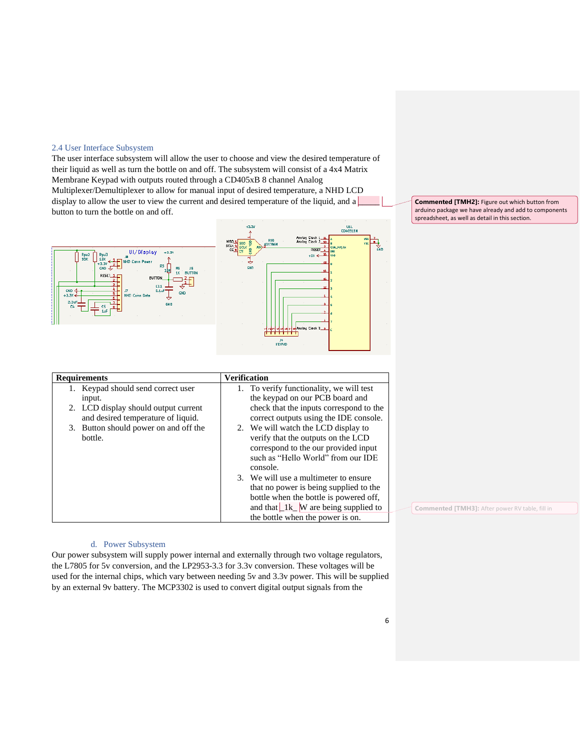## 2.4 User Interface Subsystem

The user interface subsystem will allow the user to choose and view the desired temperature of their liquid as well as turn the bottle on and off. The subsystem will consist of a 4x4 Matrix Membrane Keypad with outputs routed through a CD405xB 8 channel Analog Multiplexer/Demultiplexer to allow for manual input of desired temperature, a NHD LCD display to allow the user to view the current and desired temperature of the liquid, and a button to turn the bottle on and off.

| Requirements | Verification |
| --- | --- |
| 1. Keypad should send correct user input.<br>2. LCD display should output current and desired temperature of liquid.<br>3. Button should power on and off the bottle. | 1. To verify functionality, we will test the keypad on our PCB board and check that the inputs correspond to the correct outputs using the IDE console.<br>2. We will watch the LCD display to verify that the outputs on the LCD correspond to the our provided input such as "Hello World" from our IDE console.<br>3. We will use a multimeter to ensure that no power is being supplied to the bottle when the bottle is powered off, and that 1k W are being supplied to the bottle when the power is on. |

### d. Power Subsystem

Our power subsystem will supply power internal and externally through two voltage regulators, the L7805 for 5v conversion, and the LP2953-3.3 for 3.3v conversion. These voltages will be used for the internal chips, which vary between needing 5v and 3.3v power. This will be supplied by an external 9v battery. The MCP3302 is used to convert digital output signals from the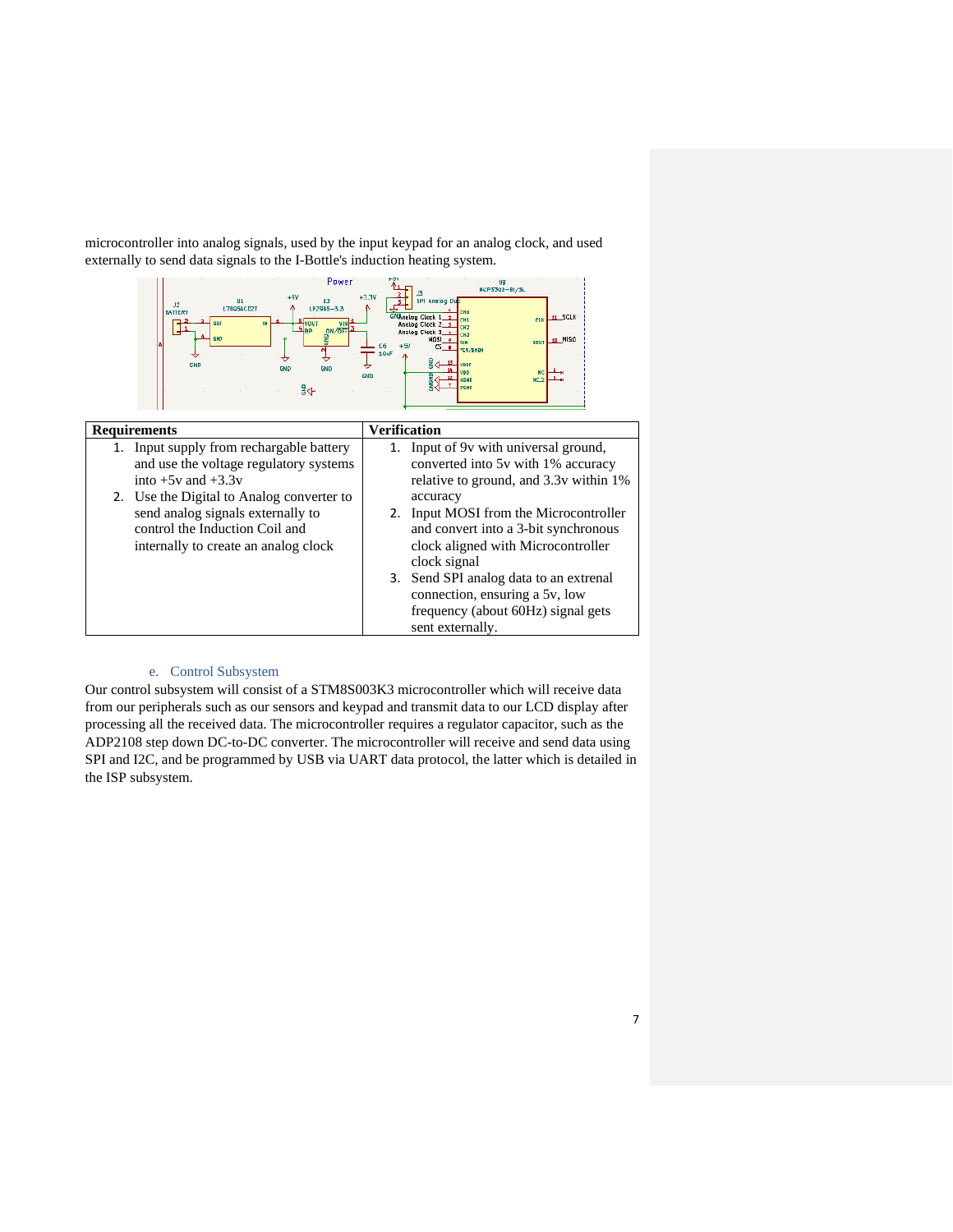microcontroller into analog signals, used by the input keypad for an analog clock, and used externally to send data signals to the I-Bottle's induction heating system.

| Requirements | Verification |
| --- | --- |
| 1. Input supply from rechargable battery and use the voltage regulatory systems into +5v and +3.3v<br>2. Use the Digital to Analog converter to send analog signals externally to control the Induction Coil and internally to create an analog clock | 1. Input of 9v with universal ground, converted into 5v with 1% accuracy relative to ground, and 3.3v within 1% accuracy<br>2. Input MOSI from the Microcontroller and convert into a 3-bit synchronous clock aligned with Microcontroller clock signal<br>3. Send SPI analog data to an extrenal connection, ensuring a 5v, low frequency (about 60Hz) signal gets sent externally. |

### e. Control Subsystem

Our control subsystem will consist of a STM8S003K3 microcontroller which will receive data from our peripherals such as our sensors and keypad and transmit data to our LCD display after processing all the received data. The microcontroller requires a regulator capacitor, such as the ADP2108 step down DC-to-DC converter. The microcontroller will receive and send data using SPI and I2C, and be programmed by USB via UART data protocol, the latter which is detailed in the ISP subsystem.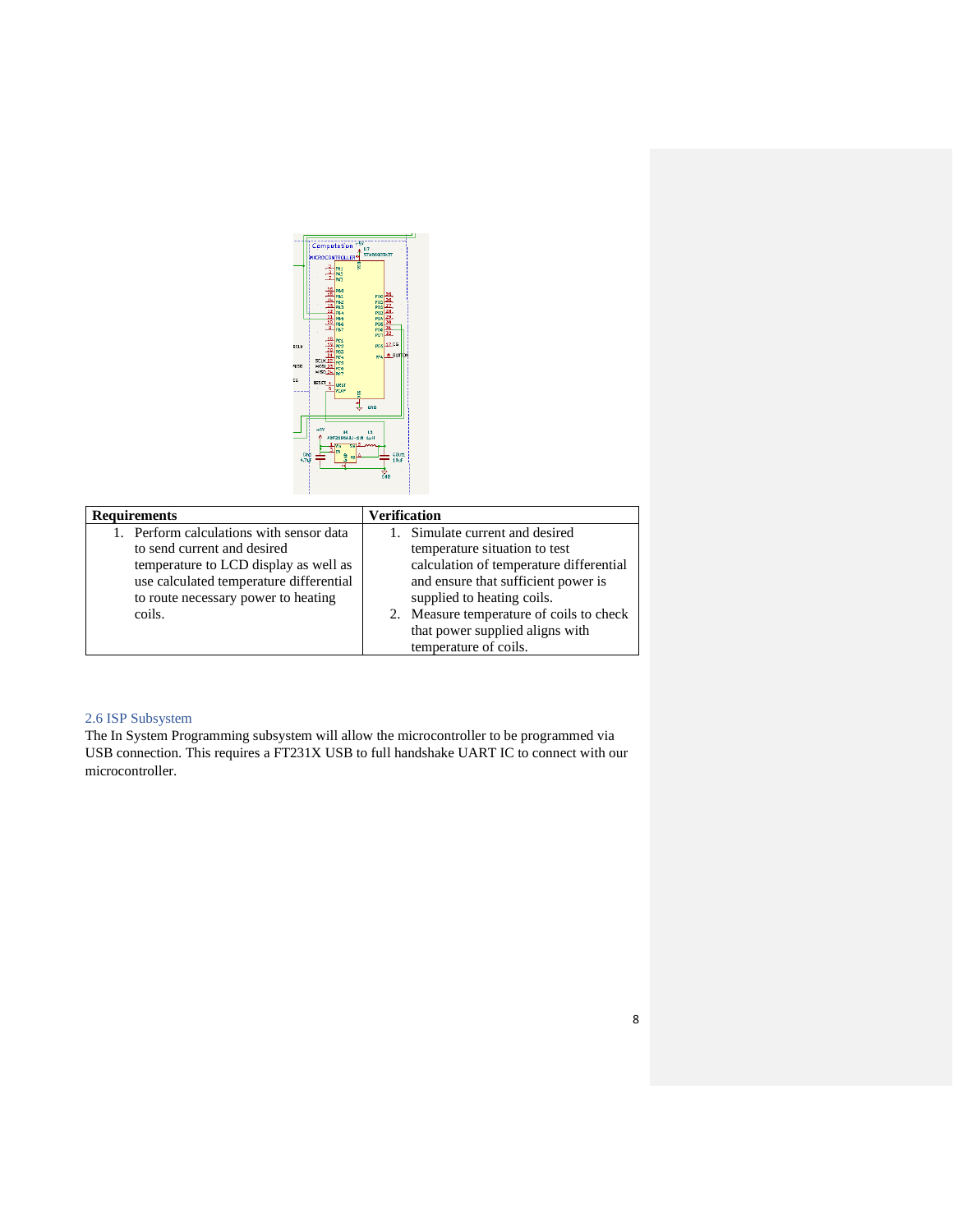| Requirements | Verification |
| --- | --- |
| 1. Perform calculations with sensor data to send current and desired temperature to LCD display as well as use calculated temperature differential to route necessary power to heating coils. | 1. Simulate current and desired temperature situation to test calculation of temperature differential and ensure that sufficient power is supplied to heating coils. 2. Measure temperature of coils to check that power supplied aligns with temperature of coils. |

### 2.6 ISP Subsystem

The In System Programming subsystem will allow the microcontroller to be programmed via USB connection. This requires a FT231X USB to full handshake UART IC to connect with our microcontroller.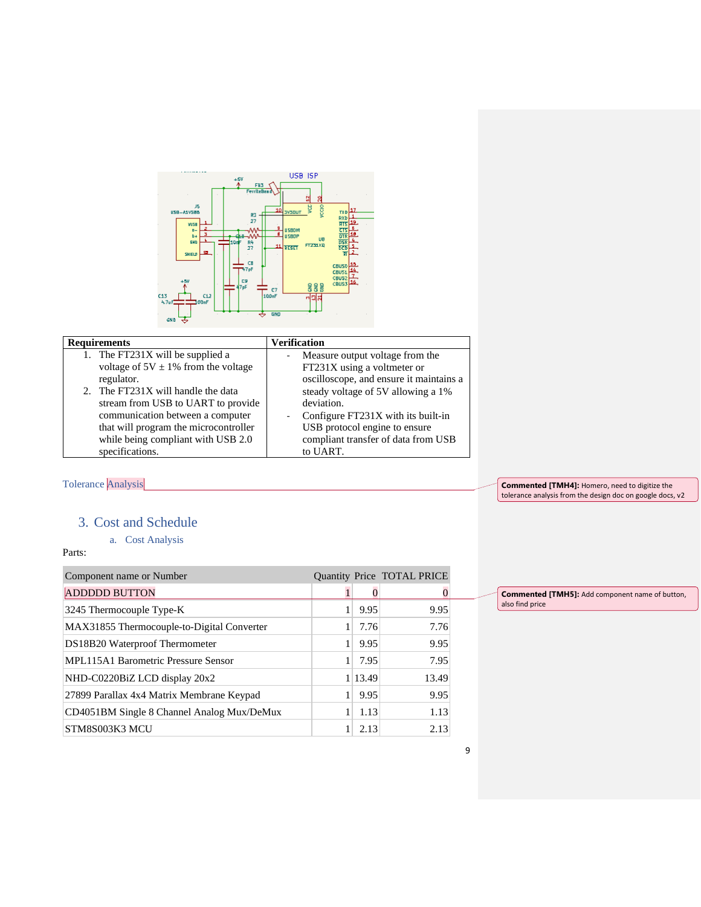| Requirements | Verification |
| --- | --- |
| 1. The FT231X will be supplied a voltage of 5V ± 1% from the voltage regulator.<br>2. The FT231X will handle the data stream from USB to UART to provide communication between a computer that will program the microcontroller while being compliant with USB 2.0 specifications. | - Measure output voltage from the FT231X using a voltmeter or oscilloscope, and ensure it maintains a steady voltage of 5V allowing a 1% deviation.<br>- Configure FT231X with its built-in USB protocol engine to ensure compliant transfer of data from USB to UART. |

Tolerance Analysis

## 3. Cost and Schedule

### a. Cost Analysis

Parts:

| Component name or Number | Quantity | Price | TOTAL PRICE |
| --- | --- | --- | --- |
| ADDDDD BUTTON | 1 | 0 | 0 |
| 3245 Thermocouple Type-K | 1 | 9.95 | 9.95 |
| MAX31855 Thermocouple-to-Digital Converter | 1 | 7.76 | 7.76 |
| DS18B20 Waterproof Thermometer | 1 | 9.95 | 9.95 |
| MPL115A1 Barometric Pressure Sensor | 1 | 7.95 | 7.95 |
| NHD-C0220BiZ LCD display 20x2 | 1 | 13.49 | 13.49 |
| 27899 Parallax 4x4 Matrix Membrane Keypad | 1 | 9.95 | 9.95 |
| CD4051BM Single 8 Channel Analog Mux/DeMux | 1 | 1.13 | 1.13 |
| STM8S003K3 MCU | 1 | 2.13 | 2.13 |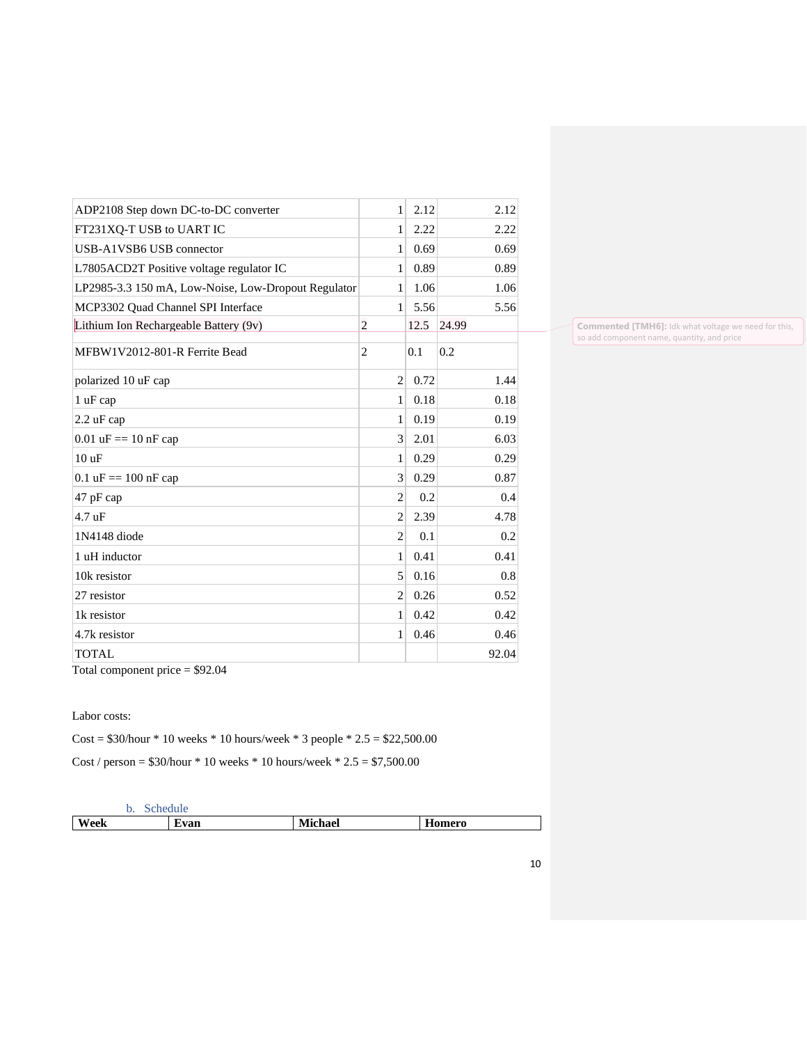| | | | |
|---|---|---|---|
| ADP2108 Step down DC-to-DC converter | 1 | 2.12 | 2.12 |
| FT231XQ-T USB to UART IC | 1 | 2.22 | 2.22 |
| USB-A1VSB6 USB connector | 1 | 0.69 | 0.69 |
| L7805ACD2T Positive voltage regulator IC | 1 | 0.89 | 0.89 |
| LP2985-3.3 150 mA, Low-Noise, Low-Dropout Regulator | 1 | 1.06 | 1.06 |
| MCP3302 Quad Channel SPI Interface | 1 | 5.56 | 5.56 |
| Lithium Ion Rechargeable Battery (9v) | 2 | 12.5 | 24.99 |
| MFBW1V2012-801-R Ferrite Bead | 2 | 0.1 | 0.2 |
| polarized 10 uF cap | 2 | 0.72 | 1.44 |
| 1 uF cap | 1 | 0.18 | 0.18 |
| 2.2 uF cap | 1 | 0.19 | 0.19 |
| 0.01 uF == 10 nF cap | 3 | 2.01 | 6.03 |
| 10 uF | 1 | 0.29 | 0.29 |
| 0.1 uF == 100 nF cap | 3 | 0.29 | 0.87 |
| 47 pF cap | 2 | 0.2 | 0.4 |
| 4.7 uF | 2 | 2.39 | 4.78 |
| 1N4148 diode | 2 | 0.1 | 0.2 |
| 1 uH inductor | 1 | 0.41 | 0.41 |
| 10k resistor | 5 | 0.16 | 0.8 |
| 27 resistor | 2 | 0.26 | 0.52 |
| 1k resistor | 1 | 0.42 | 0.42 |
| 4.7k resistor | 1 | 0.46 | 0.46 |
| TOTAL | | | 92.04 |

Total component price = $92.04

Labor costs:

Cost = $30/hour * 10 weeks * 10 hours/week * 3 people * 2.5 = $22,500.00

Cost / person = $30/hour * 10 weeks * 10 hours/week * 2.5 = $7,500.00

### b. Schedule

| Week | Evan | Michael | Homero |
|---|---|---|---|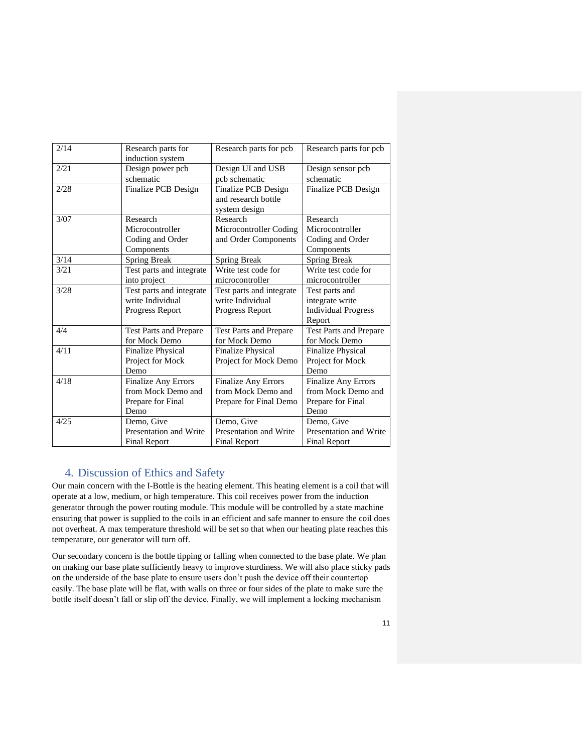| 2/14 | Research parts for induction system | Research parts for pcb | Research parts for pcb |
|---|---|---|---|
| 2/21 | Design power pcb schematic | Design UI and USB pcb schematic | Design sensor pcb schematic |
| 2/28 | Finalize PCB Design | Finalize PCB Design and research bottle system design | Finalize PCB Design |
| 3/07 | Research Microcontroller Coding and Order Components | Research Microcontroller Coding and Order Components | Research Microcontroller Coding and Order Components |
| 3/14 | Spring Break | Spring Break | Spring Break |
| 3/21 | Test parts and integrate into project | Write test code for microcontroller | Write test code for microcontroller |
| 3/28 | Test parts and integrate write Individual Progress Report | Test parts and integrate write Individual Progress Report | Test parts and integrate write Individual Progress Report |
| 4/4 | Test Parts and Prepare for Mock Demo | Test Parts and Prepare for Mock Demo | Test Parts and Prepare for Mock Demo |
| 4/11 | Finalize Physical Project for Mock Demo | Finalize Physical Project for Mock Demo | Finalize Physical Project for Mock Demo |
| 4/18 | Finalize Any Errors from Mock Demo and Prepare for Final Demo | Finalize Any Errors from Mock Demo and Prepare for Final Demo | Finalize Any Errors from Mock Demo and Prepare for Final Demo |
| 4/25 | Demo, Give Presentation and Write Final Report | Demo, Give Presentation and Write Final Report | Demo, Give Presentation and Write Final Report |

## 4. Discussion of Ethics and Safety

Our main concern with the I-Bottle is the heating element. This heating element is a coil that will operate at a low, medium, or high temperature. This coil receives power from the induction generator through the power routing module. This module will be controlled by a state machine ensuring that power is supplied to the coils in an efficient and safe manner to ensure the coil does not overheat. A max temperature threshold will be set so that when our heating plate reaches this temperature, our generator will turn off.

Our secondary concern is the bottle tipping or falling when connected to the base plate. We plan on making our base plate sufficiently heavy to improve sturdiness. We will also place sticky pads on the underside of the base plate to ensure users don't push the device off their countertop easily. The base plate will be flat, with walls on three or four sides of the plate to make sure the bottle itself doesn't fall or slip off the device. Finally, we will implement a locking mechanism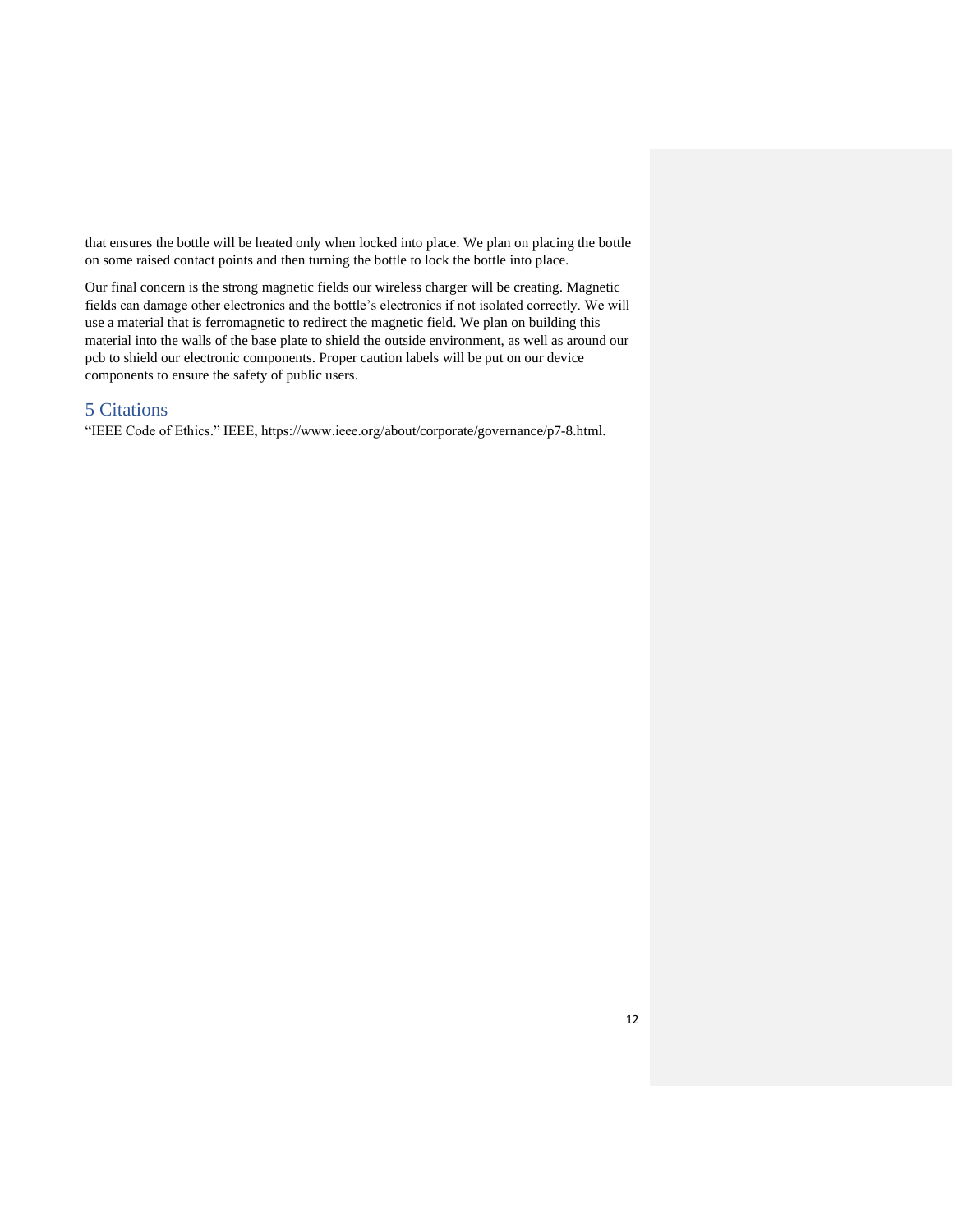that ensures the bottle will be heated only when locked into place. We plan on placing the bottle on some raised contact points and then turning the bottle to lock the bottle into place.

Our final concern is the strong magnetic fields our wireless charger will be creating. Magnetic fields can damage other electronics and the bottle's electronics if not isolated correctly. We will use a material that is ferromagnetic to redirect the magnetic field. We plan on building this material into the walls of the base plate to shield the outside environment, as well as around our pcb to shield our electronic components. Proper caution labels will be put on our device components to ensure the safety of public users.

## 5 Citations

"IEEE Code of Ethics." IEEE, https://www.ieee.org/about/corporate/governance/p7-8.html.